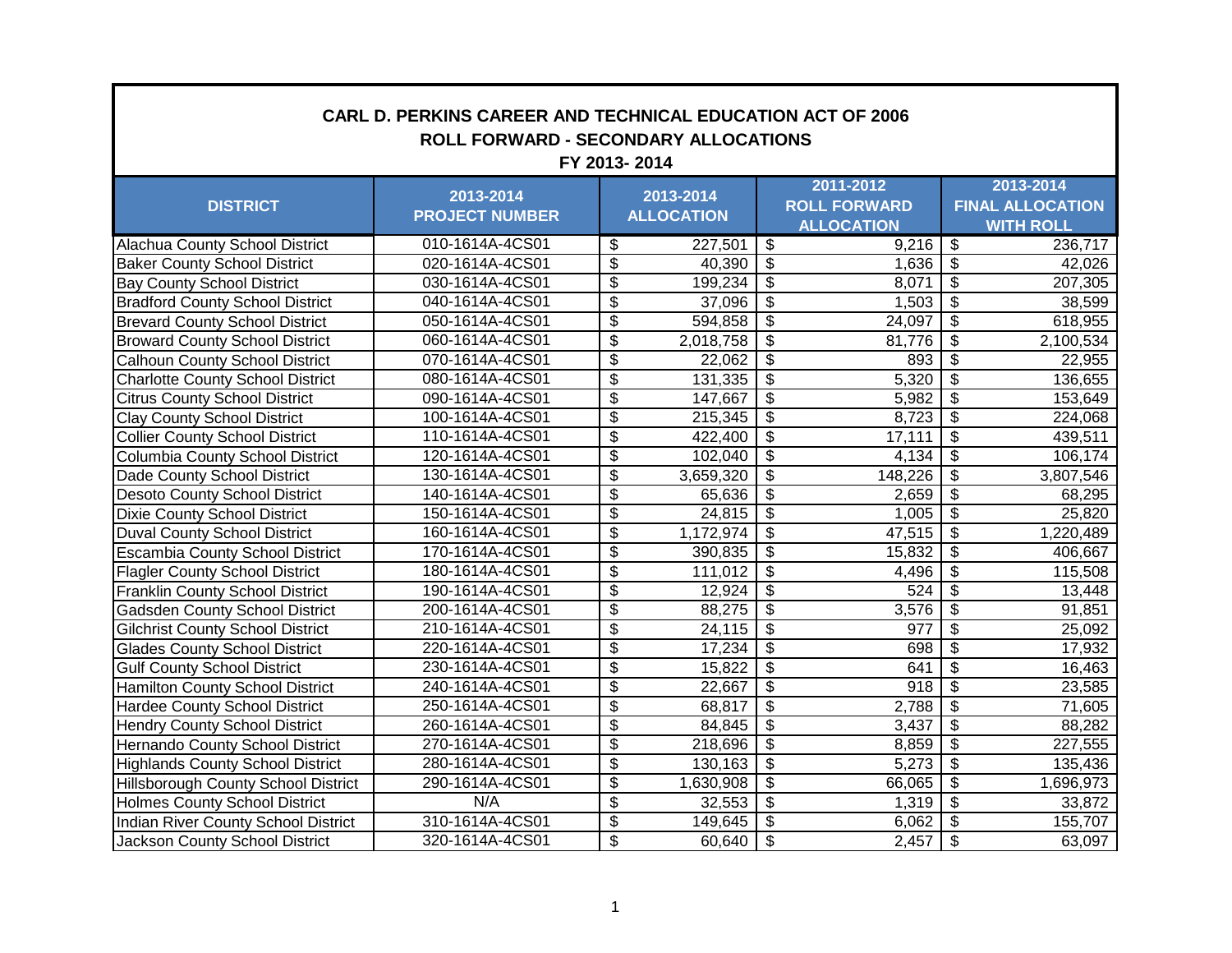# CARL D. PERKINS CAREER AND TECHNICAL EDUCATION ACT OF 2006

## ROLL FORWARD - SECONDARY ALLOCATIONS

### FY 2013- 2014

| DISTRICT | 2013-2014 PROJECT NUMBER | 2013-2014 ALLOCATION | 2011-2012 ROLL FORWARD ALLOCATION | 2013-2014 FINAL ALLOCATION WITH ROLL |
|---|---|---|---|---|
| Alachua County School District | 010-1614A-4CS01 | $ 227,501 | $ 9,216 | $ 236,717 |
| Baker County School District | 020-1614A-4CS01 | $ 40,390 | $ 1,636 | $ 42,026 |
| Bay County School District | 030-1614A-4CS01 | $ 199,234 | $ 8,071 | $ 207,305 |
| Bradford County School District | 040-1614A-4CS01 | $ 37,096 | $ 1,503 | $ 38,599 |
| Brevard County School District | 050-1614A-4CS01 | $ 594,858 | $ 24,097 | $ 618,955 |
| Broward County School District | 060-1614A-4CS01 | $ 2,018,758 | $ 81,776 | $ 2,100,534 |
| Calhoun County School District | 070-1614A-4CS01 | $ 22,062 | $ 893 | $ 22,955 |
| Charlotte County School District | 080-1614A-4CS01 | $ 131,335 | $ 5,320 | $ 136,655 |
| Citrus County School District | 090-1614A-4CS01 | $ 147,667 | $ 5,982 | $ 153,649 |
| Clay County School District | 100-1614A-4CS01 | $ 215,345 | $ 8,723 | $ 224,068 |
| Collier County School District | 110-1614A-4CS01 | $ 422,400 | $ 17,111 | $ 439,511 |
| Columbia County School District | 120-1614A-4CS01 | $ 102,040 | $ 4,134 | $ 106,174 |
| Dade County School District | 130-1614A-4CS01 | $ 3,659,320 | $ 148,226 | $ 3,807,546 |
| Desoto County School District | 140-1614A-4CS01 | $ 65,636 | $ 2,659 | $ 68,295 |
| Dixie County School District | 150-1614A-4CS01 | $ 24,815 | $ 1,005 | $ 25,820 |
| Duval County School District | 160-1614A-4CS01 | $ 1,172,974 | $ 47,515 | $ 1,220,489 |
| Escambia County School District | 170-1614A-4CS01 | $ 390,835 | $ 15,832 | $ 406,667 |
| Flagler County School District | 180-1614A-4CS01 | $ 111,012 | $ 4,496 | $ 115,508 |
| Franklin County School District | 190-1614A-4CS01 | $ 12,924 | $ 524 | $ 13,448 |
| Gadsden County School District | 200-1614A-4CS01 | $ 88,275 | $ 3,576 | $ 91,851 |
| Gilchrist County School District | 210-1614A-4CS01 | $ 24,115 | $ 977 | $ 25,092 |
| Glades County School District | 220-1614A-4CS01 | $ 17,234 | $ 698 | $ 17,932 |
| Gulf County School District | 230-1614A-4CS01 | $ 15,822 | $ 641 | $ 16,463 |
| Hamilton County School District | 240-1614A-4CS01 | $ 22,667 | $ 918 | $ 23,585 |
| Hardee County School District | 250-1614A-4CS01 | $ 68,817 | $ 2,788 | $ 71,605 |
| Hendry County School District | 260-1614A-4CS01 | $ 84,845 | $ 3,437 | $ 88,282 |
| Hernando County School District | 270-1614A-4CS01 | $ 218,696 | $ 8,859 | $ 227,555 |
| Highlands County School District | 280-1614A-4CS01 | $ 130,163 | $ 5,273 | $ 135,436 |
| Hillsborough County School District | 290-1614A-4CS01 | $ 1,630,908 | $ 66,065 | $ 1,696,973 |
| Holmes County School District | N/A | $ 32,553 | $ 1,319 | $ 33,872 |
| Indian River County School District | 310-1614A-4CS01 | $ 149,645 | $ 6,062 | $ 155,707 |
| Jackson County School District | 320-1614A-4CS01 | $ 60,640 | $ 2,457 | $ 63,097 |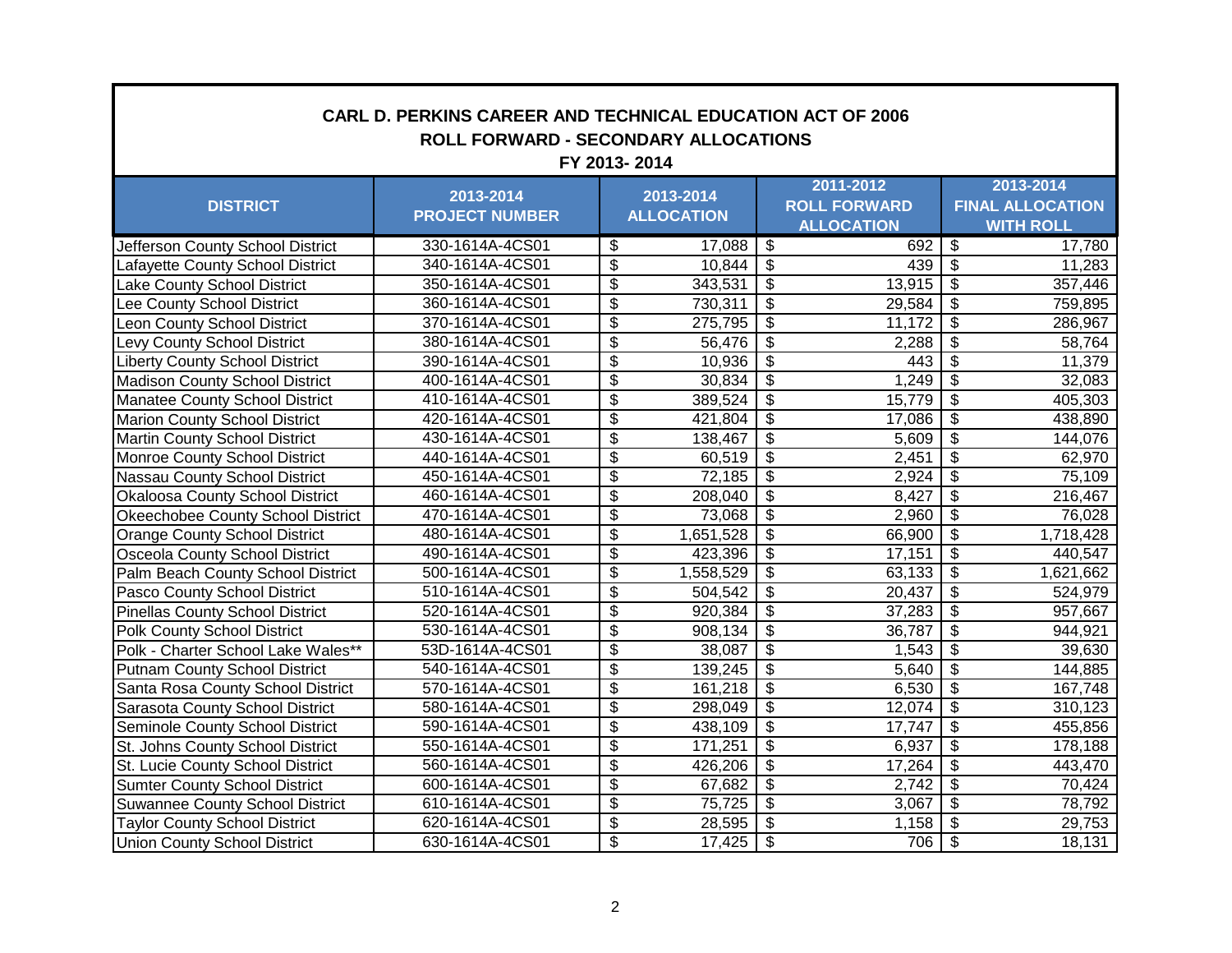**CARL D. PERKINS CAREER AND TECHNICAL EDUCATION ACT OF 2006**
**ROLL FORWARD - SECONDARY ALLOCATIONS**
**FY 2013- 2014**

| DISTRICT | 2013-2014 PROJECT NUMBER | 2013-2014 ALLOCATION | 2011-2012 ROLL FORWARD ALLOCATION | 2013-2014 FINAL ALLOCATION WITH ROLL |
|---|---|---|---|---|
| Jefferson County School District | 330-1614A-4CS01 | $ 17,088 | $ 692 | $ 17,780 |
| Lafayette County School District | 340-1614A-4CS01 | $ 10,844 | $ 439 | $ 11,283 |
| Lake County School District | 350-1614A-4CS01 | $ 343,531 | $ 13,915 | $ 357,446 |
| Lee County School District | 360-1614A-4CS01 | $ 730,311 | $ 29,584 | $ 759,895 |
| Leon County School District | 370-1614A-4CS01 | $ 275,795 | $ 11,172 | $ 286,967 |
| Levy County School District | 380-1614A-4CS01 | $ 56,476 | $ 2,288 | $ 58,764 |
| Liberty County School District | 390-1614A-4CS01 | $ 10,936 | $ 443 | $ 11,379 |
| Madison County School District | 400-1614A-4CS01 | $ 30,834 | $ 1,249 | $ 32,083 |
| Manatee County School District | 410-1614A-4CS01 | $ 389,524 | $ 15,779 | $ 405,303 |
| Marion County School District | 420-1614A-4CS01 | $ 421,804 | $ 17,086 | $ 438,890 |
| Martin County School District | 430-1614A-4CS01 | $ 138,467 | $ 5,609 | $ 144,076 |
| Monroe County School District | 440-1614A-4CS01 | $ 60,519 | $ 2,451 | $ 62,970 |
| Nassau County School District | 450-1614A-4CS01 | $ 72,185 | $ 2,924 | $ 75,109 |
| Okaloosa County School District | 460-1614A-4CS01 | $ 208,040 | $ 8,427 | $ 216,467 |
| Okeechobee County School District | 470-1614A-4CS01 | $ 73,068 | $ 2,960 | $ 76,028 |
| Orange County School District | 480-1614A-4CS01 | $ 1,651,528 | $ 66,900 | $ 1,718,428 |
| Osceola County School District | 490-1614A-4CS01 | $ 423,396 | $ 17,151 | $ 440,547 |
| Palm Beach County School District | 500-1614A-4CS01 | $ 1,558,529 | $ 63,133 | $ 1,621,662 |
| Pasco County School District | 510-1614A-4CS01 | $ 504,542 | $ 20,437 | $ 524,979 |
| Pinellas County School District | 520-1614A-4CS01 | $ 920,384 | $ 37,283 | $ 957,667 |
| Polk County School District | 530-1614A-4CS01 | $ 908,134 | $ 36,787 | $ 944,921 |
| Polk - Charter School Lake Wales** | 53D-1614A-4CS01 | $ 38,087 | $ 1,543 | $ 39,630 |
| Putnam County School District | 540-1614A-4CS01 | $ 139,245 | $ 5,640 | $ 144,885 |
| Santa Rosa County School District | 570-1614A-4CS01 | $ 161,218 | $ 6,530 | $ 167,748 |
| Sarasota County School District | 580-1614A-4CS01 | $ 298,049 | $ 12,074 | $ 310,123 |
| Seminole County School District | 590-1614A-4CS01 | $ 438,109 | $ 17,747 | $ 455,856 |
| St. Johns County School District | 550-1614A-4CS01 | $ 171,251 | $ 6,937 | $ 178,188 |
| St. Lucie County School District | 560-1614A-4CS01 | $ 426,206 | $ 17,264 | $ 443,470 |
| Sumter County School District | 600-1614A-4CS01 | $ 67,682 | $ 2,742 | $ 70,424 |
| Suwannee County School District | 610-1614A-4CS01 | $ 75,725 | $ 3,067 | $ 78,792 |
| Taylor County School District | 620-1614A-4CS01 | $ 28,595 | $ 1,158 | $ 29,753 |
| Union County School District | 630-1614A-4CS01 | $ 17,425 | $ 706 | $ 18,131 |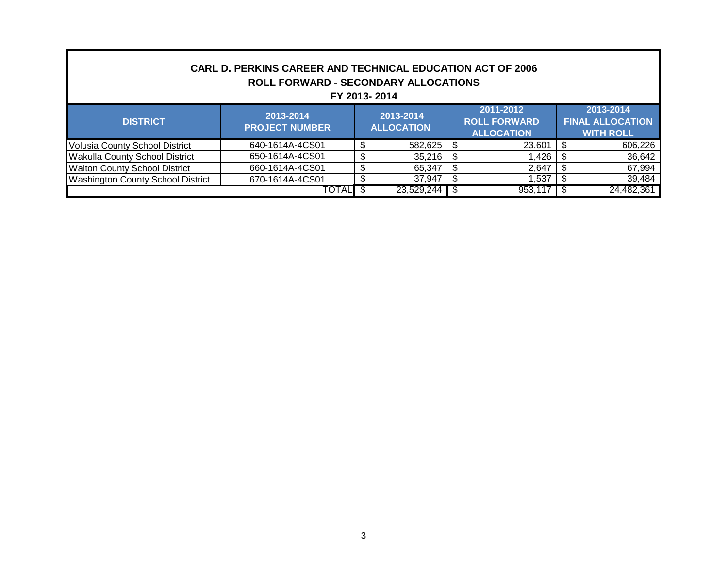# CARL D. PERKINS CAREER AND TECHNICAL EDUCATION ACT OF 2006
## ROLL FORWARD - SECONDARY ALLOCATIONS
### FY 2013- 2014

| DISTRICT | 2013-2014 PROJECT NUMBER | 2013-2014 ALLOCATION | 2011-2012 ROLL FORWARD ALLOCATION | 2013-2014 FINAL ALLOCATION WITH ROLL |
|---|---|---|---|---|
| Volusia County School District | 640-1614A-4CS01 | $ 582,625 | $ 23,601 | $ 606,226 |
| Wakulla County School District | 650-1614A-4CS01 | $ 35,216 | $ 1,426 | $ 36,642 |
| Walton County School District | 660-1614A-4CS01 | $ 65,347 | $ 2,647 | $ 67,994 |
| Washington County School District | 670-1614A-4CS01 | $ 37,947 | $ 1,537 | $ 39,484 |
| | TOTAL | $ 23,529,244 | $ 953,117 | $ 24,482,361 |